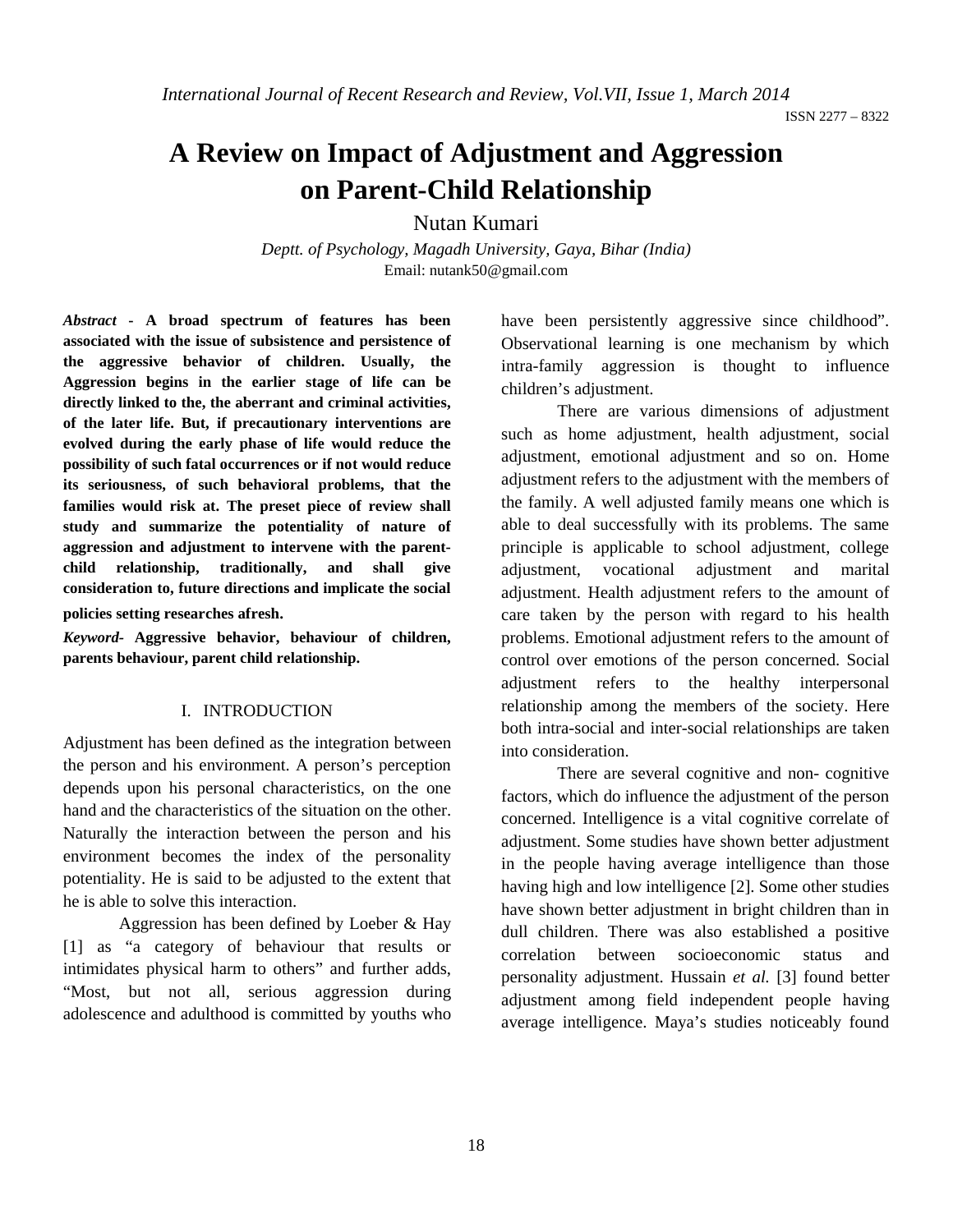# A Review on Impact of Adjustment and Aggression on Parent-Child Relationship

Nutan Kumari

*Deptt. of Psychology, Magadh University, Gaya, Bihar (India)*
Email: nutank50@gmail.com

***Abstract*** **- A broad spectrum of features has been associated with the issue of subsistence and persistence of the aggressive behavior of children. Usually, the Aggression begins in the earlier stage of life can be directly linked to the, the aberrant and criminal activities, of the later life. But, if precautionary interventions are evolved during the early phase of life would reduce the possibility of such fatal occurrences or if not would reduce its seriousness, of such behavioral problems, that the families would risk at. The preset piece of review shall study and summarize the potentiality of nature of aggression and adjustment to intervene with the parent-child relationship, traditionally, and shall give consideration to, future directions and implicate the social policies setting researches afresh.**

***Keyword*****- Aggressive behavior, behaviour of children, parents behaviour, parent child relationship.**

## I. INTRODUCTION

Adjustment has been defined as the integration between the person and his environment. A person's perception depends upon his personal characteristics, on the one hand and the characteristics of the situation on the other. Naturally the interaction between the person and his environment becomes the index of the personality potentiality. He is said to be adjusted to the extent that he is able to solve this interaction.

Aggression has been defined by Loeber & Hay [1] as "a category of behaviour that results or intimidates physical harm to others" and further adds, "Most, but not all, serious aggression during adolescence and adulthood is committed by youths who have been persistently aggressive since childhood". Observational learning is one mechanism by which intra-family aggression is thought to influence children's adjustment.

There are various dimensions of adjustment such as home adjustment, health adjustment, social adjustment, emotional adjustment and so on. Home adjustment refers to the adjustment with the members of the family. A well adjusted family means one which is able to deal successfully with its problems. The same principle is applicable to school adjustment, college adjustment, vocational adjustment and marital adjustment. Health adjustment refers to the amount of care taken by the person with regard to his health problems. Emotional adjustment refers to the amount of control over emotions of the person concerned. Social adjustment refers to the healthy interpersonal relationship among the members of the society. Here both intra-social and inter-social relationships are taken into consideration.

There are several cognitive and non- cognitive factors, which do influence the adjustment of the person concerned. Intelligence is a vital cognitive correlate of adjustment. Some studies have shown better adjustment in the people having average intelligence than those having high and low intelligence [2]. Some other studies have shown better adjustment in bright children than in dull children. There was also established a positive correlation between socioeconomic status and personality adjustment. Hussain *et al.* [3] found better adjustment among field independent people having average intelligence. Maya's studies noticeably found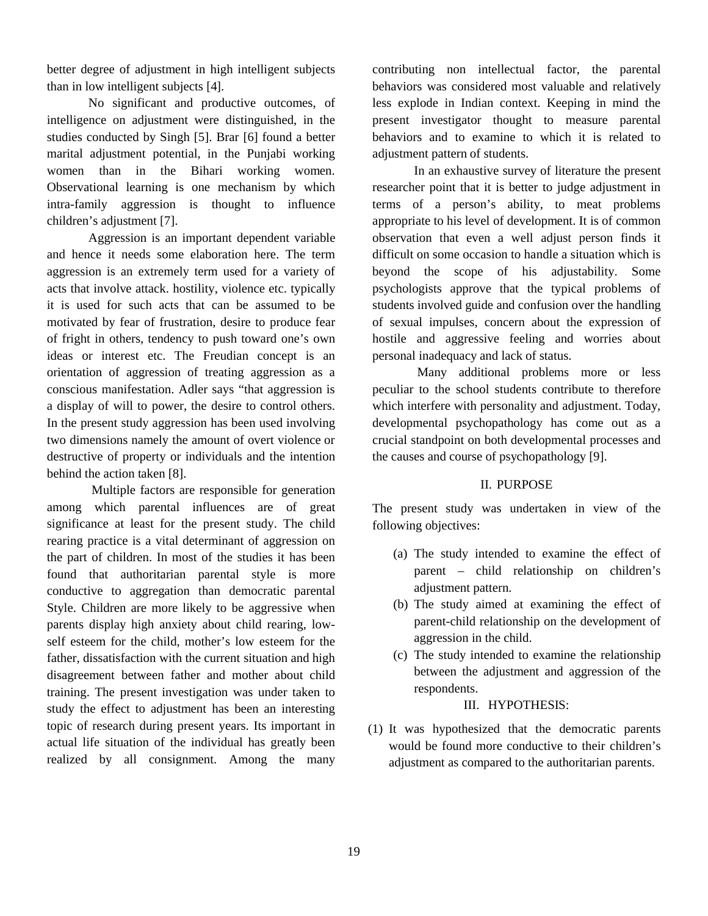better degree of adjustment in high intelligent subjects than in low intelligent subjects [4].

No significant and productive outcomes, of intelligence on adjustment were distinguished, in the studies conducted by Singh [5]. Brar [6] found a better marital adjustment potential, in the Punjabi working women than in the Bihari working women. Observational learning is one mechanism by which intra-family aggression is thought to influence children's adjustment [7].

Aggression is an important dependent variable and hence it needs some elaboration here. The term aggression is an extremely term used for a variety of acts that involve attack. hostility, violence etc. typically it is used for such acts that can be assumed to be motivated by fear of frustration, desire to produce fear of fright in others, tendency to push toward one's own ideas or interest etc. The Freudian concept is an orientation of aggression of treating aggression as a conscious manifestation. Adler says "that aggression is a display of will to power, the desire to control others. In the present study aggression has been used involving two dimensions namely the amount of overt violence or destructive of property or individuals and the intention behind the action taken [8].

Multiple factors are responsible for generation among which parental influences are of great significance at least for the present study. The child rearing practice is a vital determinant of aggression on the part of children. In most of the studies it has been found that authoritarian parental style is more conductive to aggregation than democratic parental Style. Children are more likely to be aggressive when parents display high anxiety about child rearing, low-self esteem for the child, mother's low esteem for the father, dissatisfaction with the current situation and high disagreement between father and mother about child training. The present investigation was under taken to study the effect to adjustment has been an interesting topic of research during present years. Its important in actual life situation of the individual has greatly been realized by all consignment. Among the many contributing non intellectual factor, the parental behaviors was considered most valuable and relatively less explode in Indian context. Keeping in mind the present investigator thought to measure parental behaviors and to examine to which it is related to adjustment pattern of students.

In an exhaustive survey of literature the present researcher point that it is better to judge adjustment in terms of a person's ability, to meat problems appropriate to his level of development. It is of common observation that even a well adjust person finds it difficult on some occasion to handle a situation which is beyond the scope of his adjustability. Some psychologists approve that the typical problems of students involved guide and confusion over the handling of sexual impulses, concern about the expression of hostile and aggressive feeling and worries about personal inadequacy and lack of status.

Many additional problems more or less peculiar to the school students contribute to therefore which interfere with personality and adjustment. Today, developmental psychopathology has come out as a crucial standpoint on both developmental processes and the causes and course of psychopathology [9].

## II. PURPOSE

The present study was undertaken in view of the following objectives:

(a) The study intended to examine the effect of parent – child relationship on children's adjustment pattern.
(b) The study aimed at examining the effect of parent-child relationship on the development of aggression in the child.
(c) The study intended to examine the relationship between the adjustment and aggression of the respondents.

## III. HYPOTHESIS:

(1) It was hypothesized that the democratic parents would be found more conductive to their children's adjustment as compared to the authoritarian parents.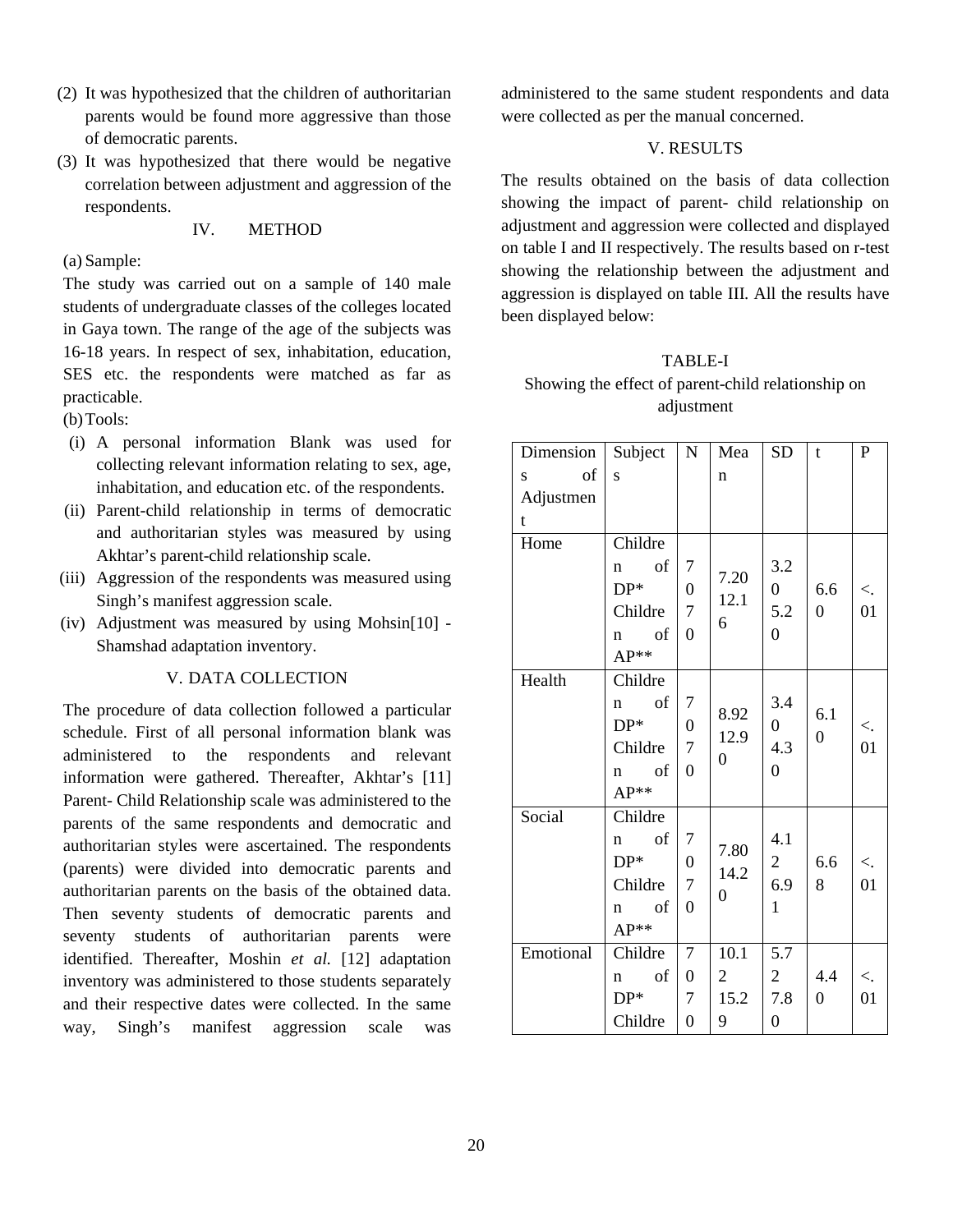(2) It was hypothesized that the children of authoritarian parents would be found more aggressive than those of democratic parents.

(3) It was hypothesized that there would be negative correlation between adjustment and aggression of the respondents.

## IV. METHOD

(a) Sample:

The study was carried out on a sample of 140 male students of undergraduate classes of the colleges located in Gaya town. The range of the age of the subjects was 16-18 years. In respect of sex, inhabitation, education, SES etc. the respondents were matched as far as practicable.

(b) Tools:

(i) A personal information Blank was used for collecting relevant information relating to sex, age, inhabitation, and education etc. of the respondents.

(ii) Parent-child relationship in terms of democratic and authoritarian styles was measured by using Akhtar's parent-child relationship scale.

(iii) Aggression of the respondents was measured using Singh's manifest aggression scale.

(iv) Adjustment was measured by using Mohsin[10] - Shamshad adaptation inventory.

## V. DATA COLLECTION

The procedure of data collection followed a particular schedule. First of all personal information blank was administered to the respondents and relevant information were gathered. Thereafter, Akhtar's [11] Parent- Child Relationship scale was administered to the parents of the same respondents and democratic and authoritarian styles were ascertained. The respondents (parents) were divided into democratic parents and authoritarian parents on the basis of the obtained data. Then seventy students of democratic parents and seventy students of authoritarian parents were identified. Thereafter, Moshin *et al.* [12] adaptation inventory was administered to those students separately and their respective dates were collected. In the same way, Singh's manifest aggression scale was administered to the same student respondents and data were collected as per the manual concerned.

## V. RESULTS

The results obtained on the basis of data collection showing the impact of parent- child relationship on adjustment and aggression were collected and displayed on table I and II respectively. The results based on r-test showing the relationship between the adjustment and aggression is displayed on table III. All the results have been displayed below:

TABLE-I

Showing the effect of parent-child relationship on adjustment

| Dimensions of Adjustment | Subjects | N | Mean | SD | t | P |
|---|---|---|---|---|---|---|
| Home | Children of DP* | 70 | 7.20 | 3.20 | 6.60 | <.01 |
| | Children of AP** | 70 | 12.16 | 5.20 | | |
| Health | Children of DP* | 70 | 8.92 | 3.40 | 6.10 | <.01 |
| | Children of AP** | 70 | 12.90 | 4.30 | | |
| Social | Children of DP* | 70 | 7.80 | 4.12 | 6.68 | <.01 |
| | Children of AP** | 70 | 14.20 | 6.91 | | |
| Emotional | Children of DP* | 70 | 10.12 | 5.72 | 4.40 | <.01 |
| | Childre | 70 | 15.29 | 7.80 | | |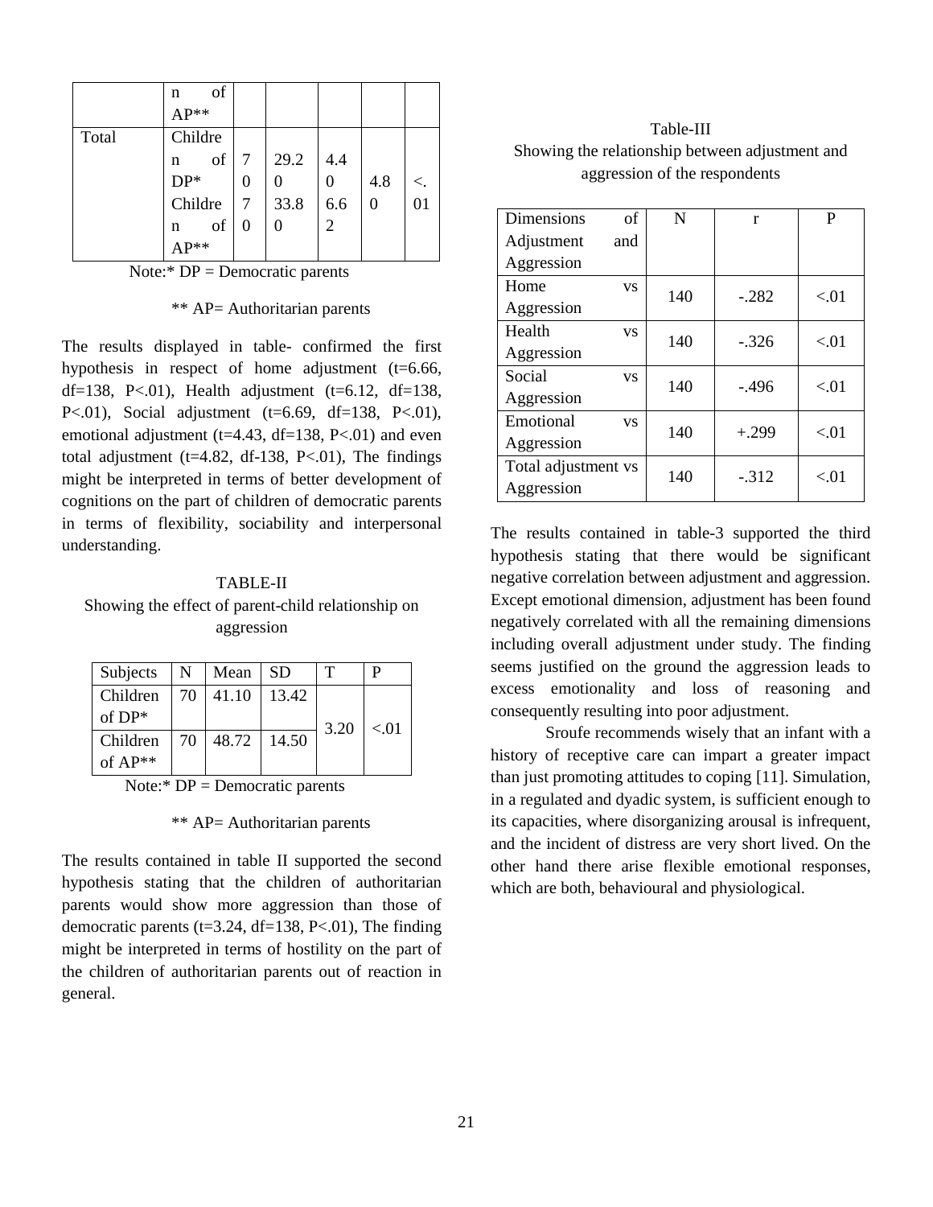|  | n of AP** |  |  |  |  |  |
|---|---|---|---|---|---|---|
| Total | Children of DP* | 70 | 29.20 | 4.40 | 4.80 | <.01 |
|  | Children of AP** | 70 | 33.80 | 6.62 |  |  |

Note:* DP = Democratic parents

** AP= Authoritarian parents

The results displayed in table- confirmed the first hypothesis in respect of home adjustment (t=6.66, df=138, P<.01), Health adjustment (t=6.12, df=138, P<.01), Social adjustment (t=6.69, df=138, P<.01), emotional adjustment (t=4.43, df=138, P<.01) and even total adjustment (t=4.82, df-138, P<.01), The findings might be interpreted in terms of better development of cognitions on the part of children of democratic parents in terms of flexibility, sociability and interpersonal understanding.

TABLE-II

Showing the effect of parent-child relationship on aggression

| Subjects | N | Mean | SD | T | P |
|---|---|---|---|---|---|
| Children of DP* | 70 | 41.10 | 13.42 | 3.20 | <.01 |
| Children of AP** | 70 | 48.72 | 14.50 |  |  |

Note:* DP = Democratic parents

** AP= Authoritarian parents

The results contained in table II supported the second hypothesis stating that the children of authoritarian parents would show more aggression than those of democratic parents (t=3.24, df=138, P<.01), The finding might be interpreted in terms of hostility on the part of the children of authoritarian parents out of reaction in general.

Table-III

Showing the relationship between adjustment and aggression of the respondents

| Dimensions of Adjustment and Aggression | N | r | P |
|---|---|---|---|
| Home vs Aggression | 140 | -.282 | <.01 |
| Health vs Aggression | 140 | -.326 | <.01 |
| Social vs Aggression | 140 | -.496 | <.01 |
| Emotional vs Aggression | 140 | +.299 | <.01 |
| Total adjustment vs Aggression | 140 | -.312 | <.01 |

The results contained in table-3 supported the third hypothesis stating that there would be significant negative correlation between adjustment and aggression. Except emotional dimension, adjustment has been found negatively correlated with all the remaining dimensions including overall adjustment under study. The finding seems justified on the ground the aggression leads to excess emotionality and loss of reasoning and consequently resulting into poor adjustment.

Sroufe recommends wisely that an infant with a history of receptive care can impart a greater impact than just promoting attitudes to coping [11]. Simulation, in a regulated and dyadic system, is sufficient enough to its capacities, where disorganizing arousal is infrequent, and the incident of distress are very short lived. On the other hand there arise flexible emotional responses, which are both, behavioural and physiological.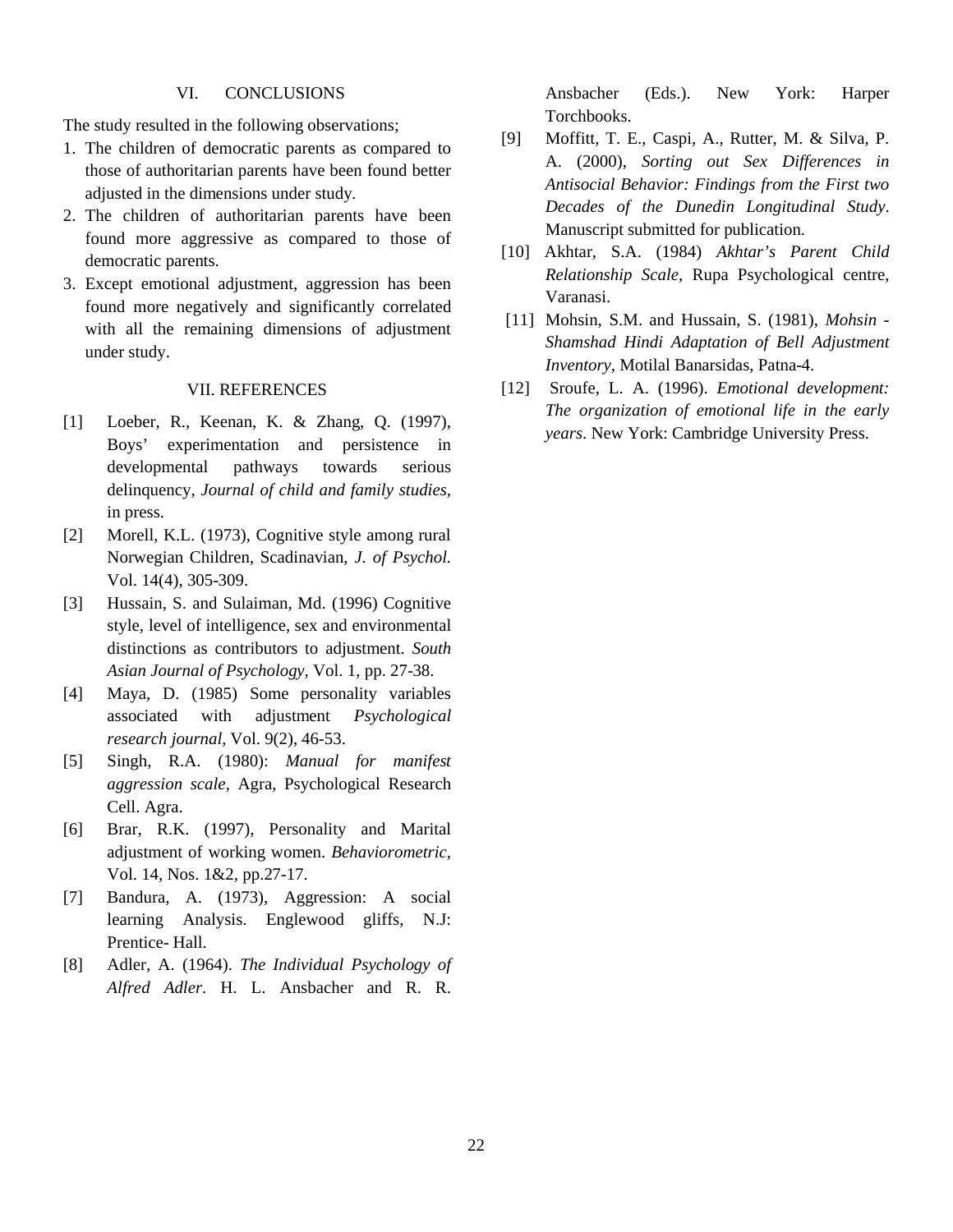## VI. CONCLUSIONS

The study resulted in the following observations;

1. The children of democratic parents as compared to those of authoritarian parents have been found better adjusted in the dimensions under study.
2. The children of authoritarian parents have been found more aggressive as compared to those of democratic parents.
3. Except emotional adjustment, aggression has been found more negatively and significantly correlated with all the remaining dimensions of adjustment under study.

## VII. REFERENCES

[1] Loeber, R., Keenan, K. & Zhang, Q. (1997), Boys' experimentation and persistence in developmental pathways towards serious delinquency, *Journal of child and family studies,* in press.

[2] Morell, K.L. (1973), Cognitive style among rural Norwegian Children, Scadinavian, *J. of Psychol.* Vol. 14(4), 305-309.

[3] Hussain, S. and Sulaiman, Md. (1996) Cognitive style, level of intelligence, sex and environmental distinctions as contributors to adjustment. *South Asian Journal of Psychology,* Vol. 1, pp. 27-38.

[4] Maya, D. (1985) Some personality variables associated with adjustment *Psychological research journal,* Vol. 9(2), 46-53.

[5] Singh, R.A. (1980): *Manual for manifest aggression scale*, Agra, Psychological Research Cell. Agra.

[6] Brar, R.K. (1997), Personality and Marital adjustment of working women. *Behaviorometric,* Vol. 14, Nos. 1&2, pp.27-17.

[7] Bandura, A. (1973), Aggression: A social learning Analysis. Englewood gliffs, N.J: Prentice- Hall.

[8] Adler, A. (1964). *The Individual Psychology of Alfred Adler*. H. L. Ansbacher and R. R. Ansbacher (Eds.). New York: Harper Torchbooks.

[9] Moffitt, T. E., Caspi, A., Rutter, M. & Silva, P. A. (2000), *Sorting out Sex Differences in Antisocial Behavior: Findings from the First two Decades of the Dunedin Longitudinal Study*. Manuscript submitted for publication.

[10] Akhtar, S.A. (1984) *Akhtar's Parent Child Relationship Scale,* Rupa Psychological centre, Varanasi.

[11] Mohsin, S.M. and Hussain, S. (1981), *Mohsin - Shamshad Hindi Adaptation of Bell Adjustment Inventory,* Motilal Banarsidas, Patna-4.

[12] Sroufe, L. A. (1996). *Emotional development: The organization of emotional life in the early years*. New York: Cambridge University Press.